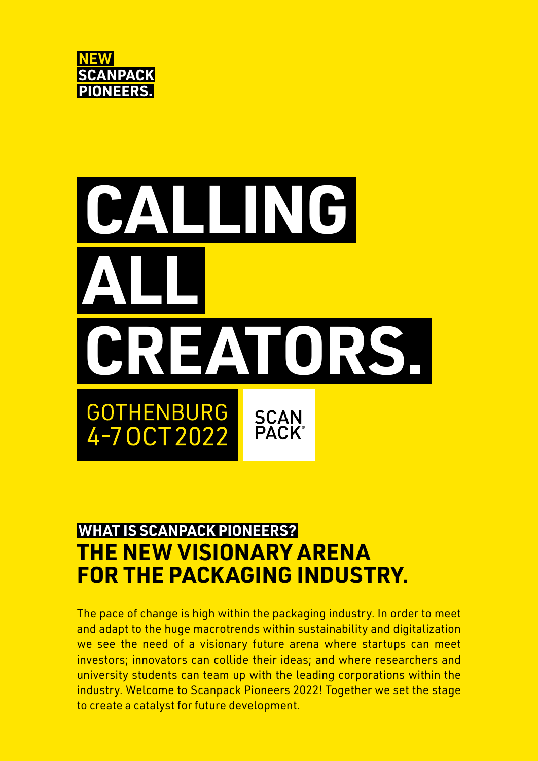**NEW SCANPACK PIONEERS.**

# CALLING ALL CREATORS.

GOTHENBURG
4-7 OCT 2022

SCAN PACK®

**WHAT IS SCANPACK PIONEERS?**

## THE NEW VISIONARY ARENA FOR THE PACKAGING INDUSTRY.

The pace of change is high within the packaging industry. In order to meet and adapt to the huge macrotrends within sustainability and digitalization we see the need of a visionary future arena where startups can meet investors; innovators can collide their ideas; and where researchers and university students can team up with the leading corporations within the industry. Welcome to Scanpack Pioneers 2022! Together we set the stage to create a catalyst for future development.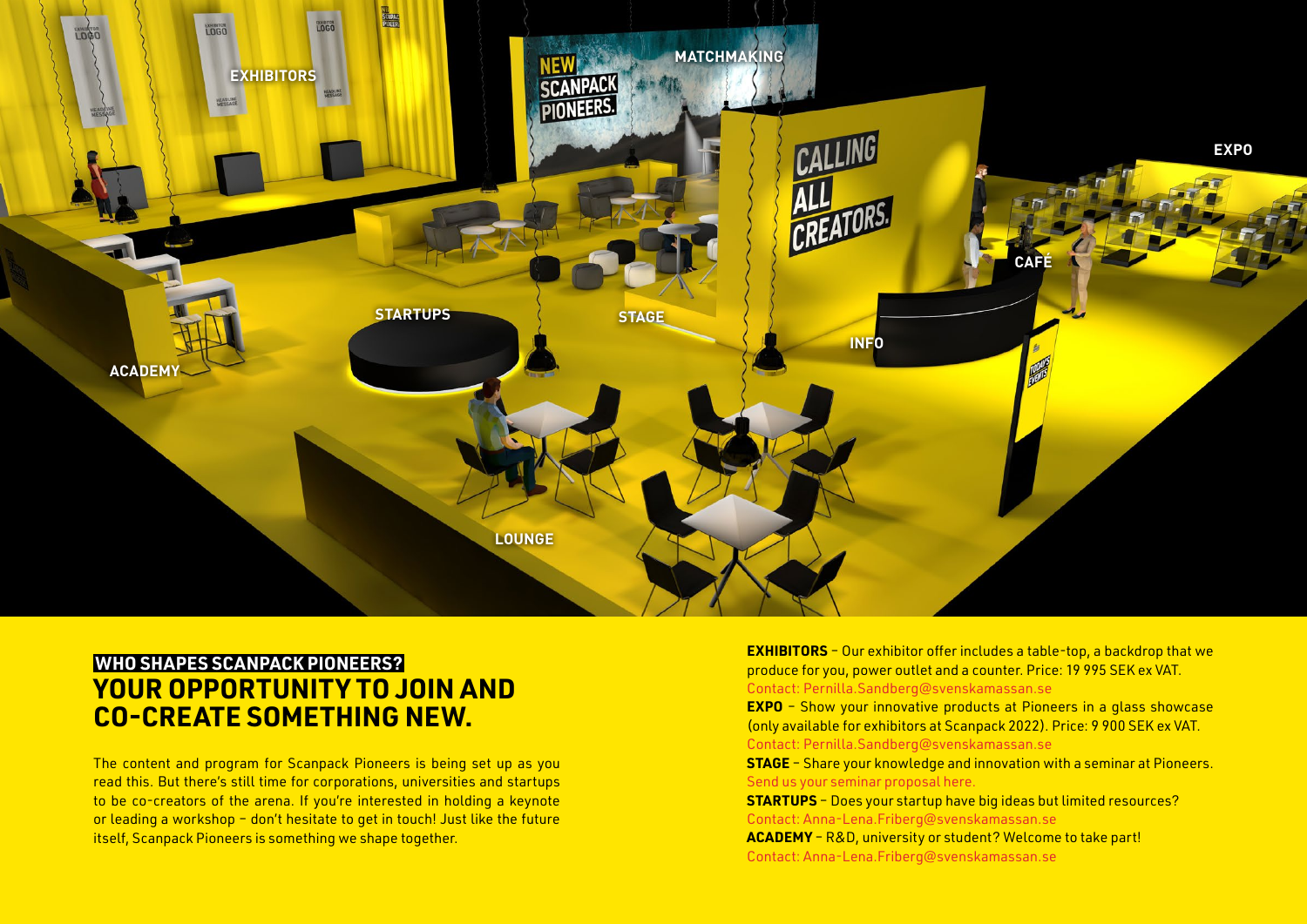## WHO SHAPES SCANPACK PIONEERS?

# YOUR OPPORTUNITY TO JOIN AND CO-CREATE SOMETHING NEW.

The content and program for Scanpack Pioneers is being set up as you read this. But there's still time for corporations, universities and startups to be co-creators of the arena. If you're interested in holding a keynote or leading a workshop – don't hesitate to get in touch! Just like the future itself, Scanpack Pioneers is something we shape together.

**EXHIBITORS** – Our exhibitor offer includes a table-top, a backdrop that we produce for you, power outlet and a counter. Price: 19 995 SEK ex VAT.
Contact: Pernilla.Sandberg@svenskamassan.se

**EXPO** – Show your innovative products at Pioneers in a glass showcase (only available for exhibitors at Scanpack 2022). Price: 9 900 SEK ex VAT.
Contact: Pernilla.Sandberg@svenskamassan.se

**STAGE** – Share your knowledge and innovation with a seminar at Pioneers.
Send us your seminar proposal here.

**STARTUPS** – Does your startup have big ideas but limited resources?
Contact: Anna-Lena.Friberg@svenskamassan.se

**ACADEMY** – R&D, university or student? Welcome to take part!
Contact: Anna-Lena.Friberg@svenskamassan.se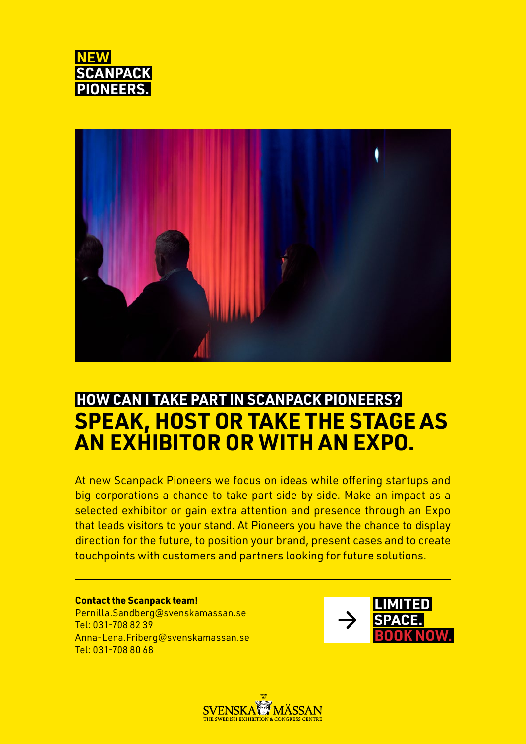**NEW SCANPACK PIONEERS.**

### HOW CAN I TAKE PART IN SCANPACK PIONEERS?

# SPEAK, HOST OR TAKE THE STAGE AS AN EXHIBITOR OR WITH AN EXPO.

At new Scanpack Pioneers we focus on ideas while offering startups and big corporations a chance to take part side by side. Make an impact as a selected exhibitor or gain extra attention and presence through an Expo that leads visitors to your stand. At Pioneers you have the chance to display direction for the future, to position your brand, present cases and to create touchpoints with customers and partners looking for future solutions.

---

**Contact the Scanpack team!**
Pernilla.Sandberg@svenskamassan.se
Tel: 031-708 82 39
Anna-Lena.Friberg@svenskamassan.se
Tel: 031-708 80 68

**LIMITED SPACE. BOOK NOW.**

SVENSKA MÄSSAN
THE SWEDISH EXHIBITION & CONGRESS CENTRE